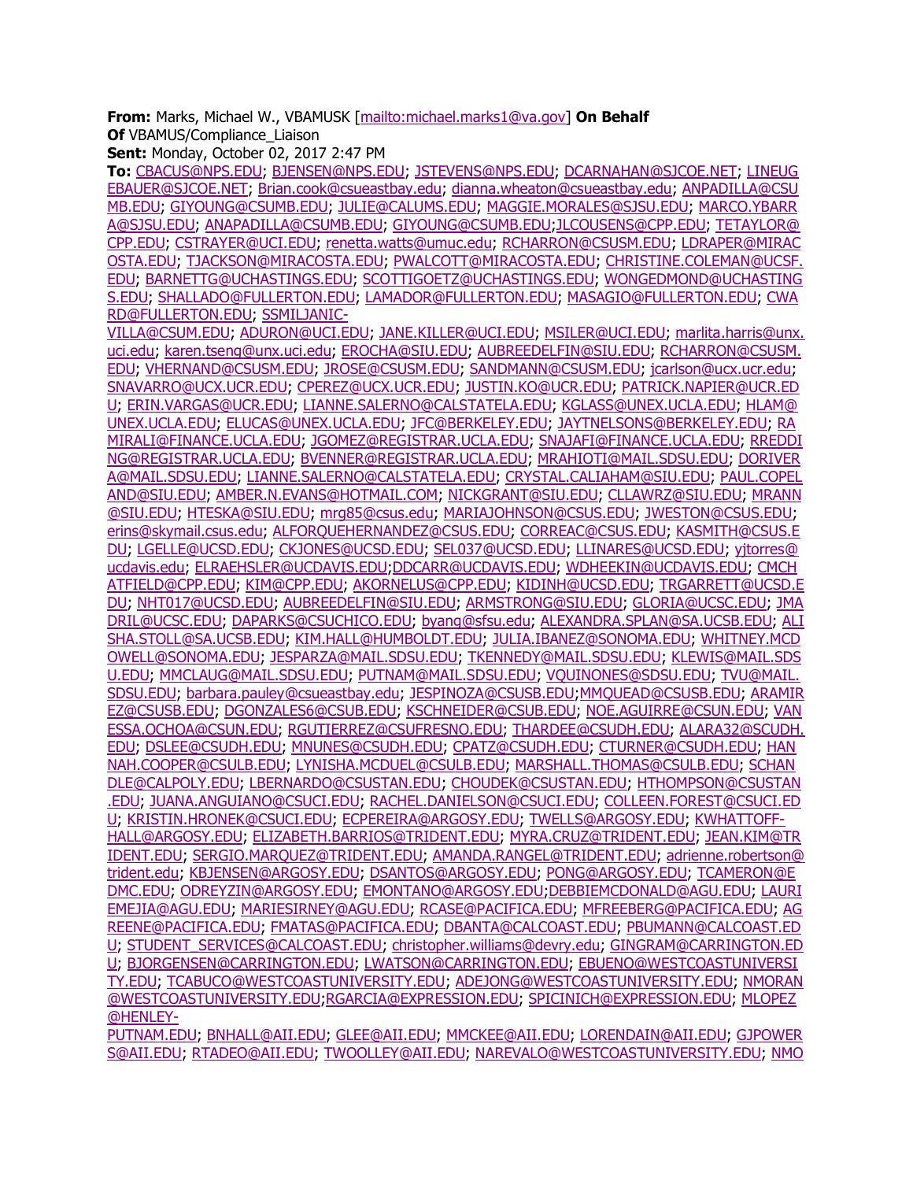**From:** Marks, Michael W., VBAMUSK [mailto:michael.marks1@va.gov] **On Behalf Of** VBAMUS/Compliance_Liaison
**Sent:** Monday, October 02, 2017 2:47 PM
**To:** CBACUS@NPS.EDU; BJENSEN@NPS.EDU; JSTEVENS@NPS.EDU; DCARNAHAN@SJCOE.NET; LINEUGEBAUER@SJCOE.NET; Brian.cook@csueastbay.edu; dianna.wheaton@csueastbay.edu; ANPADILLA@CSUMB.EDU; GIYOUNG@CSUMB.EDU; JULIE@CALUMS.EDU; MAGGIE.MORALES@SJSU.EDU; MARCO.YBARRA@SJSU.EDU; ANAPADILLA@CSUMB.EDU; GIYOUNG@CSUMB.EDU;JLCOUSENS@CPP.EDU; TETAYLOR@CPP.EDU; CSTRAYER@UCI.EDU; renetta.watts@umuc.edu; RCHARRON@CSUSM.EDU; LDRAPER@MIRACOSTA.EDU; TJACKSON@MIRACOSTA.EDU; PWALCOTT@MIRACOSTA.EDU; CHRISTINE.COLEMAN@UCSF.EDU; BARNETTG@UCHASTINGS.EDU; SCOTTIGOETZ@UCHASTINGS.EDU; WONGEDMOND@UCHASTINGS.EDU; SHALLADO@FULLERTON.EDU; LAMADOR@FULLERTON.EDU; MASAGIO@FULLERTON.EDU; CWARD@FULLERTON.EDU; SSMILJANIC-VILLA@CSUM.EDU; ADURON@UCI.EDU; JANE.KILLER@UCI.EDU; MSILER@UCI.EDU; marlita.harris@unx.uci.edu; karen.tseng@unx.uci.edu; EROCHA@SIU.EDU; AUBREEDELFIN@SIU.EDU; RCHARRON@CSUSM.EDU; VHERNAND@CSUSM.EDU; JROSE@CSUSM.EDU; SANDMANN@CSUSM.EDU; jcarlson@ucx.ucr.edu; SNAVARRO@UCX.UCR.EDU; CPEREZ@UCX.UCR.EDU; JUSTIN.KO@UCR.EDU; PATRICK.NAPIER@UCR.EDU; ERIN.VARGAS@UCR.EDU; LIANNE.SALERNO@CALSTATELA.EDU; KGLASS@UNEX.UCLA.EDU; HLAM@UNEX.UCLA.EDU; ELUCAS@UNEX.UCLA.EDU; JFC@BERKELEY.EDU; JAYTNELSONS@BERKELEY.EDU; RAMIRALI@FINANCE.UCLA.EDU; JGOMEZ@REGISTRAR.UCLA.EDU; SNAJAFI@FINANCE.UCLA.EDU; RREDDING@REGISTRAR.UCLA.EDU; BVENNER@REGISTRAR.UCLA.EDU; MRAHIOTI@MAIL.SDSU.EDU; DORIVERA@MAIL.SDSU.EDU; LIANNE.SALERNO@CALSTATELA.EDU; CRYSTAL.CALIAHAM@SIU.EDU; PAUL.COPELAND@SIU.EDU; AMBER.N.EVANS@HOTMAIL.COM; NICKGRANT@SIU.EDU; CLLAWRZ@SIU.EDU; MRANN@SIU.EDU; HTESKA@SIU.EDU; mrg85@csus.edu; MARIAJOHNSON@CSUS.EDU; JWESTON@CSUS.EDU; erins@skymail.csus.edu; ALFORQUEHERNANDEZ@CSUS.EDU; CORREAC@CSUS.EDU; KASMITH@CSUS.EDU; LGELLE@UCSD.EDU; CKJONES@UCSD.EDU; SEL037@UCSD.EDU; LLINARES@UCSD.EDU; yjtorres@ucdavis.edu; ELRAEHSLER@UCDAVIS.EDU;DDCARR@UCDAVIS.EDU; WDHEEKIN@UCDAVIS.EDU; CMCHATFIELD@CPP.EDU; KIM@CPP.EDU; AKORNELUS@CPP.EDU; KIDINH@UCSD.EDU; TRGARRETT@UCSD.EDU; NHT017@UCSD.EDU; AUBREEDELFIN@SIU.EDU; ARMSTRONG@SIU.EDU; GLORIA@UCSC.EDU; JMADRIL@UCSC.EDU; DAPARKS@CSUCHICO.EDU; byang@sfsu.edu; ALEXANDRA.SPLAN@SA.UCSB.EDU; ALISHA.STOLL@SA.UCSB.EDU; KIM.HALL@HUMBOLDT.EDU; JULIA.IBANEZ@SONOMA.EDU; WHITNEY.MCDOWELL@SONOMA.EDU; JESPARZA@MAIL.SDSU.EDU; TKENNEDY@MAIL.SDSU.EDU; KLEWIS@MAIL.SDSU.EDU; MMCLAUG@MAIL.SDSU.EDU; PUTNAM@MAIL.SDSU.EDU; VQUINONES@SDSU.EDU; TVU@MAIL.SDSU.EDU; barbara.pauley@csueastbay.edu; JESPINOZA@CSUSB.EDU;MMQUEAD@CSUSB.EDU; ARAMIREZ@CSUSB.EDU; DGONZALES6@CSUB.EDU; KSCHNEIDER@CSUB.EDU; NOE.AGUIRRE@CSUN.EDU; VANESSA.OCHOA@CSUN.EDU; RGUTIERREZ@CSUFRESNO.EDU; THARDEE@CSUDH.EDU; ALARA32@SCUDH.EDU; DSLEE@CSUDH.EDU; MNUNES@CSUDH.EDU; CPATZ@CSUDH.EDU; CTURNER@CSUDH.EDU; HANNAH.COOPER@CSULB.EDU; LYNISHA.MCDUEL@CSULB.EDU; MARSHALL.THOMAS@CSULB.EDU; SCHANDLE@CALPOLY.EDU; LBERNARDO@CSUSTAN.EDU; CHOUDEK@CSUSTAN.EDU; HTHOMPSON@CSUSTAN.EDU; JUANA.ANGUIANO@CSUCI.EDU; RACHEL.DANIELSON@CSUCI.EDU; COLLEEN.FOREST@CSUCI.EDU; KRISTIN.HRONEK@CSUCI.EDU; ECPEREIRA@ARGOSY.EDU; TWELLS@ARGOSY.EDU; KWHATTOFF-HALL@ARGOSY.EDU; ELIZABETH.BARRIOS@TRIDENT.EDU; MYRA.CRUZ@TRIDENT.EDU; JEAN.KIM@TRIDENT.EDU; SERGIO.MARQUEZ@TRIDENT.EDU; AMANDA.RANGEL@TRIDENT.EDU; adrienne.robertson@trident.edu; KBJENSEN@ARGOSY.EDU; DSANTOS@ARGOSY.EDU; PONG@ARGOSY.EDU; TCAMERON@EDMC.EDU; ODREYZIN@ARGOSY.EDU; EMONTANO@ARGOSY.EDU;DEBBIEMCDONALD@AGU.EDU; LAURIEMEJIA@AGU.EDU; MARIESIRNEY@AGU.EDU; RCASE@PACIFICA.EDU; MFREEBERG@PACIFICA.EDU; AGREENE@PACIFICA.EDU; FMATAS@PACIFICA.EDU; DBANTA@CALCOAST.EDU; PBUMANN@CALCOAST.EDU; STUDENT_SERVICES@CALCOAST.EDU; christopher.williams@devry.edu; GINGRAM@CARRINGTON.EDU; BJORGENSEN@CARRINGTON.EDU; LWATSON@CARRINGTON.EDU; EBUENO@WESTCOASTUNIVERSITY.EDU; TCABUCO@WESTCOASTUNIVERSITY.EDU; ADEJONG@WESTCOASTUNIVERSITY.EDU; NMORAN@WESTCOASTUNIVERSITY.EDU;RGARCIA@EXPRESSION.EDU; SPICINICH@EXPRESSION.EDU; MLOPEZ@HENLEY-PUTNAM.EDU; BNHALL@AII.EDU; GLEE@AII.EDU; MMCKEE@AII.EDU; LORENDAIN@AII.EDU; GJPOWERS@AII.EDU; RTADEO@AII.EDU; TWOOLLEY@AII.EDU; NAREVALO@WESTCOASTUNIVERSITY.EDU; NMO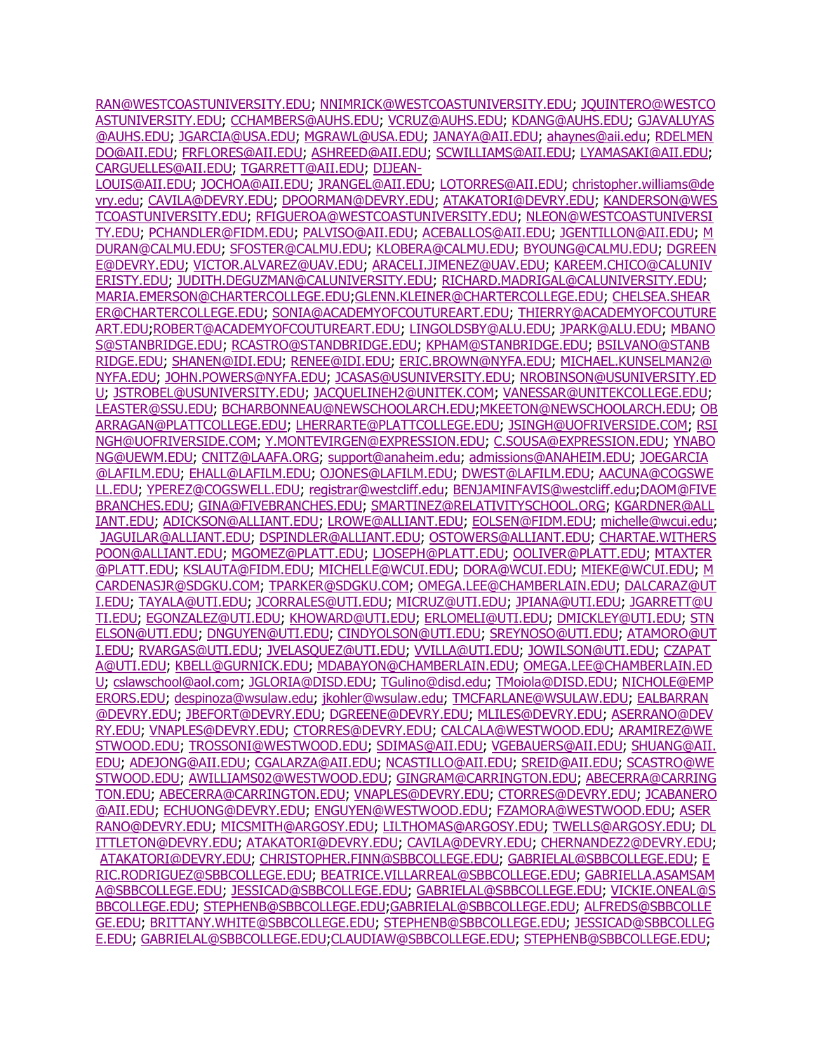RAN@WESTCOASTUNIVERSITY.EDU; NNIMRICK@WESTCOASTUNIVERSITY.EDU; JQUINTERO@WESTCOASTUNIVERSITY.EDU; CCHAMBERS@AUHS.EDU; VCRUZ@AUHS.EDU; KDANG@AUHS.EDU; GJAVALUYAS@AUHS.EDU; JGARCIA@USA.EDU; MGRAWL@USA.EDU; JANAYA@AII.EDU; ahaynes@aii.edu; RDELMENDO@AII.EDU; FRFLORES@AII.EDU; ASHREED@AII.EDU; SCWILLIAMS@AII.EDU; LYAMASAKI@AII.EDU; CARGUELLES@AII.EDU; TGARRETT@AII.EDU; DIJEAN-LOUIS@AII.EDU; JOCHOA@AII.EDU; JRANGEL@AII.EDU; LOTORRES@AII.EDU; christopher.williams@devry.edu; CAVILA@DEVRY.EDU; DPOORMAN@DEVRY.EDU; ATAKATORI@DEVRY.EDU; KANDERSON@WESTCOASTUNIVERSITY.EDU; RFIGUEROA@WESTCOASTUNIVERSITY.EDU; NLEON@WESTCOASTUNIVERSITY.EDU; PCHANDLER@FIDM.EDU; PALVISO@AII.EDU; ACEBALLOS@AII.EDU; JGENTILLON@AII.EDU; MDURAN@CALMU.EDU; SFOSTER@CALMU.EDU; KLOBERA@CALMU.EDU; BYOUNG@CALMU.EDU; DGREENE@DEVRY.EDU; VICTOR.ALVAREZ@UAV.EDU; ARACELI.JIMENEZ@UAV.EDU; KAREEM.CHICO@CALUNIVERISTY.EDU; JUDITH.DEGUZMAN@CALUNIVERSITY.EDU; RICHARD.MADRIGAL@CALUNIVERSITY.EDU; MARIA.EMERSON@CHARTERCOLLEGE.EDU;GLENN.KLEINER@CHARTERCOLLEGE.EDU; CHELSEA.SHEARER@CHARTERCOLLEGE.EDU; SONIA@ACADEMYOFCOUTUREART.EDU; THIERRY@ACADEMYOFCOUTUREART.EDU;ROBERT@ACADEMYOFCOUTUREART.EDU; LINGOLDSBY@ALU.EDU; JPARK@ALU.EDU; MBANOS@STANBRIDGE.EDU; RCASTRO@STANDBRIDGE.EDU; KPHAM@STANBRIDGE.EDU; BSILVANO@STANBRIDGE.EDU; SHANEN@IDI.EDU; RENEE@IDI.EDU; ERIC.BROWN@NYFA.EDU; MICHAEL.KUNSELMAN2@NYFA.EDU; JOHN.POWERS@NYFA.EDU; JCASAS@USUNIVERSITY.EDU; NROBINSON@USUNIVERSITY.EDU; JSTROBEL@USUNIVERSITY.EDU; JACQUELINEH2@UNITEK.COM; VANESSAR@UNITEKCOLLEGE.EDU; LEASTER@SSU.EDU; BCHARBONNEAU@NEWSCHOOLARCH.EDU;MKEETON@NEWSCHOOLARCH.EDU; OBARRAGAN@PLATTCOLLEGE.EDU; LHERRARTE@PLATTCOLLEGE.EDU; JSINGH@UOFRIVERSIDE.COM; RSINGH@UOFRIVERSIDE.COM; Y.MONTEVIRGEN@EXPRESSION.EDU; C.SOUSA@EXPRESSION.EDU; YNABONG@UEWM.EDU; CNITZ@LAAFA.ORG; support@anaheim.edu; admissions@ANAHEIM.EDU; JOEGARCIA@LAFILM.EDU; EHALL@LAFILM.EDU; OJONES@LAFILM.EDU; DWEST@LAFILM.EDU; AACUNA@COGSWELL.EDU; YPEREZ@COGSWELL.EDU; registrar@westcliff.edu; BENJAMINFAVIS@westcliff.edu;DAOM@FIVEBRANCHES.EDU; GINA@FIVEBRANCHES.EDU; SMARTINEZ@RELATIVITYSCHOOL.ORG; KGARDNER@ALLIANT.EDU; ADICKSON@ALLIANT.EDU; LROWE@ALLIANT.EDU; EOLSEN@FIDM.EDU; michelle@wcui.edu; JAGUILAR@ALLIANT.EDU; DSPINDLER@ALLIANT.EDU; OSTOWERS@ALLIANT.EDU; CHARTAE.WITHERSPOON@ALLIANT.EDU; MGOMEZ@PLATT.EDU; LJOSEPH@PLATT.EDU; OOLIVER@PLATT.EDU; MTAXTER@PLATT.EDU; KSLAUTA@FIDM.EDU; MICHELLE@WCUI.EDU; DORA@WCUI.EDU; MIEKE@WCUI.EDU; MCARDENASJR@SDGKU.COM; TPARKER@SDGKU.COM; OMEGA.LEE@CHAMBERLAIN.EDU; DALCARAZ@UTI.EDU; TAYALA@UTI.EDU; JCORRALES@UTI.EDU; MICRUZ@UTI.EDU; JPIANA@UTI.EDU; JGARRETT@UTI.EDU; EGONZALEZ@UTI.EDU; KHOWARD@UTI.EDU; ERLOMELI@UTI.EDU; DMICKLEY@UTI.EDU; STNELSON@UTI.EDU; DNGUYEN@UTI.EDU; CINDYOLSON@UTI.EDU; SREYNOSO@UTI.EDU; ATAMORO@UTI.EDU; RVARGAS@UTI.EDU; JVELASQUEZ@UTI.EDU; VVILLA@UTI.EDU; JOWILSON@UTI.EDU; CZAPATA@UTI.EDU; KBELL@GURNICK.EDU; MDABAYON@CHAMBERLAIN.EDU; OMEGA.LEE@CHAMBERLAIN.EDU; cslawschool@aol.com; JGLORIA@DISD.EDU; TGulino@disd.edu; TMoiola@DISD.EDU; NICHOLE@EMPERORS.EDU; despinoza@wsulaw.edu; jkohler@wsulaw.edu; TMCFARLANE@WSULAW.EDU; EALBARRAN@DEVRY.EDU; JBEFORT@DEVRY.EDU; DGREENE@DEVRY.EDU; MLILES@DEVRY.EDU; ASERRANO@DEVRY.EDU; VNAPLES@DEVRY.EDU; CTORRES@DEVRY.EDU; CALCALA@WESTWOOD.EDU; ARAMIREZ@WESTWOOD.EDU; TROSSONI@WESTWOOD.EDU; SDIMAS@AII.EDU; VGEBAUERS@AII.EDU; SHUANG@AII.EDU; ADEJONG@AII.EDU; CGALARZA@AII.EDU; NCASTILLO@AII.EDU; SREID@AII.EDU; SCASTRO@WESTWOOD.EDU; AWILLIAMS02@WESTWOOD.EDU; GINGRAM@CARRINGTON.EDU; ABECERRA@CARRINGTON.EDU; ABECERRA@CARRINGTON.EDU; VNAPLES@DEVRY.EDU; CTORRES@DEVRY.EDU; JCABANERO@AII.EDU; ECHUONG@DEVRY.EDU; ENGUYEN@WESTWOOD.EDU; FZAMORA@WESTWOOD.EDU; ASERRANO@DEVRY.EDU; MICSMITH@ARGOSY.EDU; LILTHOMAS@ARGOSY.EDU; TWELLS@ARGOSY.EDU; DLITTLETON@DEVRY.EDU; ATAKATORI@DEVRY.EDU; CAVILA@DEVRY.EDU; CHERNANDEZ2@DEVRY.EDU; ATAKATORI@DEVRY.EDU; CHRISTOPHER.FINN@SBBCOLLEGE.EDU; GABRIELAL@SBBCOLLEGE.EDU; ERIC.RODRIGUEZ@SBBCOLLEGE.EDU; BEATRICE.VILLARREAL@SBBCOLLEGE.EDU; GABRIELLA.ASAMSAMA@SBBCOLLEGE.EDU; JESSICAD@SBBCOLLEGE.EDU; GABRIELAL@SBBCOLLEGE.EDU; VICKIE.ONEAL@SBBCOLLEGE.EDU; STEPHENB@SBBCOLLEGE.EDU;GABRIELAL@SBBCOLLEGE.EDU; ALFREDS@SBBCOLLEGE.EDU; BRITTANY.WHITE@SBBCOLLEGE.EDU; STEPHENB@SBBCOLLEGE.EDU; JESSICAD@SBBCOLLEGE.EDU; GABRIELAL@SBBCOLLEGE.EDU;CLAUDIAW@SBBCOLLEGE.EDU; STEPHENB@SBBCOLLEGE.EDU;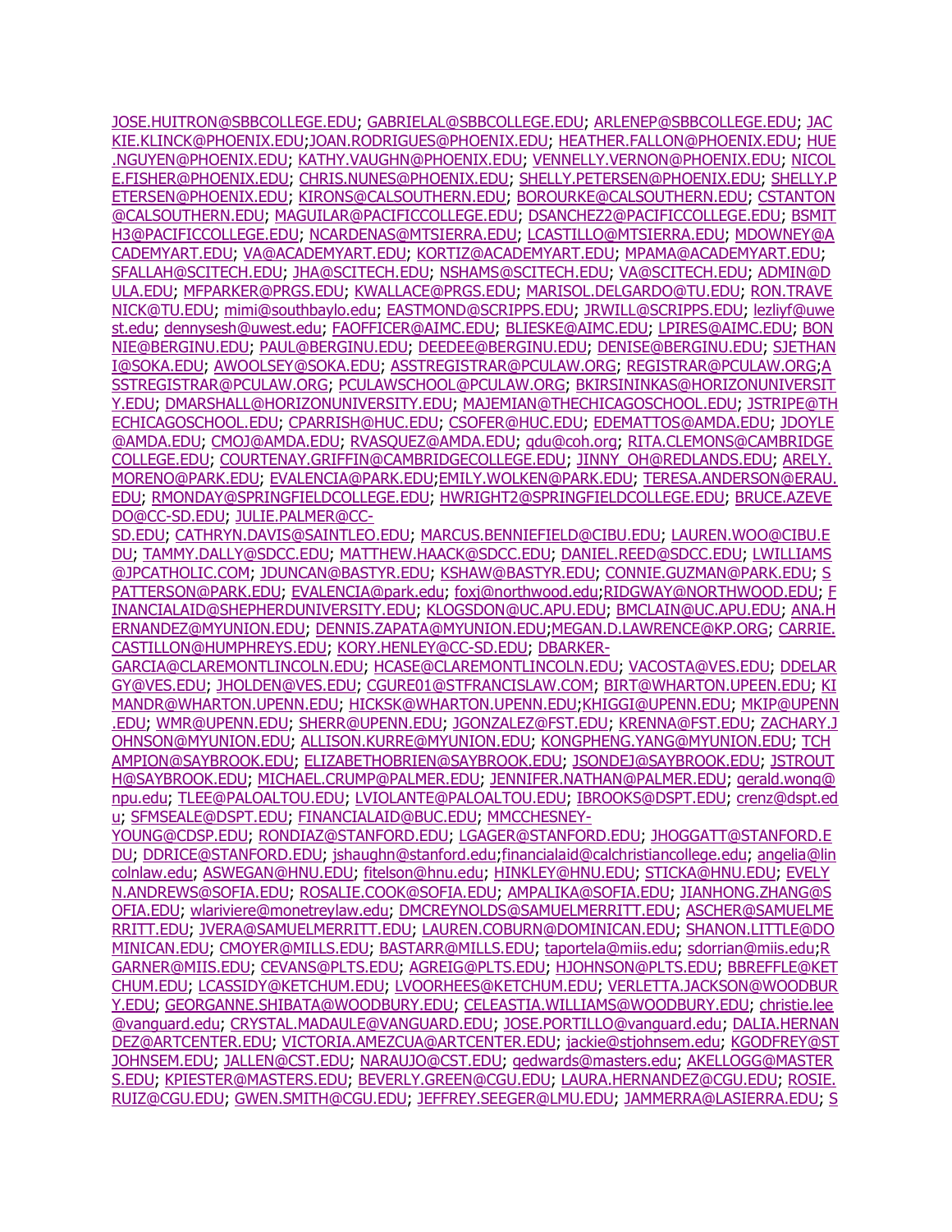JOSE.HUITRON@SBBCOLLEGE.EDU; GABRIELAL@SBBCOLLEGE.EDU; ARLENEP@SBBCOLLEGE.EDU; JACKIE.KLINCK@PHOENIX.EDU;JOAN.RODRIGUES@PHOENIX.EDU; HEATHER.FALLON@PHOENIX.EDU; HUE.NGUYEN@PHOENIX.EDU; KATHY.VAUGHN@PHOENIX.EDU; VENNELLY.VERNON@PHOENIX.EDU; NICOLE.FISHER@PHOENIX.EDU; CHRIS.NUNES@PHOENIX.EDU; SHELLY.PETERSEN@PHOENIX.EDU; SHELLY.PETERSEN@PHOENIX.EDU; KIRONS@CALSOUTHERN.EDU; BOROURKE@CALSOUTHERN.EDU; CSTANTON@CALSOUTHERN.EDU; MAGUILAR@PACIFICCOLLEGE.EDU; DSANCHEZ2@PACIFICCOLLEGE.EDU; BSMITH3@PACIFICCOLLEGE.EDU; NCARDENAS@MTSIERRA.EDU; LCASTILLO@MTSIERRA.EDU; MDOWNEY@ACADEMYART.EDU; VA@ACADEMYART.EDU; KORTIZ@ACADEMYART.EDU; MPAMA@ACADEMYART.EDU; SFALLAH@SCITECH.EDU; JHA@SCITECH.EDU; NSHAMS@SCITECH.EDU; VA@SCITECH.EDU; ADMIN@DULA.EDU; MFPARKER@PRGS.EDU; KWALLACE@PRGS.EDU; MARISOL.DELGARDO@TU.EDU; RON.TRAVENICK@TU.EDU; mimi@southbaylo.edu; EASTMOND@SCRIPPS.EDU; JRWILL@SCRIPPS.EDU; lezliyf@uwest.edu; dennysesh@uwest.edu; FAOFFICER@AIMC.EDU; BLIESKE@AIMC.EDU; LPIRES@AIMC.EDU; BONNIE@BERGINU.EDU; PAUL@BERGINU.EDU; DEEDEE@BERGINU.EDU; DENISE@BERGINU.EDU; SJETHANI@SOKA.EDU; AWOOLSEY@SOKA.EDU; ASSTREGISTRAR@PCULAW.ORG; REGISTRAR@PCULAW.ORG;ASSTREGISTRAR@PCULAW.ORG; PCULAWSCHOOL@PCULAW.ORG; BKIRSININKAS@HORIZONUNIVERSITY.EDU; DMARSHALL@HORIZONUNIVERSITY.EDU; MAJEMIAN@THECHICAGOSCHOOL.EDU; JSTRIPE@THECHICAGOSCHOOL.EDU; CPARRISH@HUC.EDU; CSOFER@HUC.EDU; EDEMATTOS@AMDA.EDU; JDOYLE@AMDA.EDU; CMOJ@AMDA.EDU; RVASQUEZ@AMDA.EDU; qdu@coh.org; RITA.CLEMONS@CAMBRIDGECOLLEGE.EDU; COURTENAY.GRIFFIN@CAMBRIDGECOLLEGE.EDU; JINNY_OH@REDLANDS.EDU; ARELY.MORENO@PARK.EDU; EVALENCIA@PARK.EDU;EMILY.WOLKEN@PARK.EDU; TERESA.ANDERSON@ERAU.EDU; RMONDAY@SPRINGFIELDCOLLEGE.EDU; HWRIGHT2@SPRINGFIELDCOLLEGE.EDU; BRUCE.AZEVEDO@CC-SD.EDU; JULIE.PALMER@CC-SD.EDU; CATHRYN.DAVIS@SAINTLEO.EDU; MARCUS.BENNIEFIELD@CIBU.EDU; LAUREN.WOO@CIBU.EDU; TAMMY.DALLY@SDCC.EDU; MATTHEW.HAACK@SDCC.EDU; DANIEL.REED@SDCC.EDU; LWILLIAMS@JPCATHOLIC.COM; JDUNCAN@BASTYR.EDU; KSHAW@BASTYR.EDU; CONNIE.GUZMAN@PARK.EDU; SPATTERSON@PARK.EDU; EVALENCIA@park.edu; foxj@northwood.edu;RIDGWAY@NORTHWOOD.EDU; FINANCIALAID@SHEPHERDUNIVERSITY.EDU; KLOGSDON@UC.APU.EDU; BMCLAIN@UC.APU.EDU; ANA.HERNANDEZ@MYUNION.EDU; DENNIS.ZAPATA@MYUNION.EDU;MEGAN.D.LAWRENCE@KP.ORG; CARRIE.CASTILLON@HUMPHREYS.EDU; KORY.HENLEY@CC-SD.EDU; DBARKER-GARCIA@CLAREMONTLINCOLN.EDU; HCASE@CLAREMONTLINCOLN.EDU; VACOSTA@VES.EDU; DDELARGY@VES.EDU; JHOLDEN@VES.EDU; CGURE01@STFRANCISLAW.COM; BIRT@WHARTON.UPEEN.EDU; KIMANDR@WHARTON.UPENN.EDU; HICKSK@WHARTON.UPENN.EDU;KHIGGI@UPENN.EDU; MKIP@UPENN.EDU; WMR@UPENN.EDU; SHERR@UPENN.EDU; JGONZALEZ@FST.EDU; KRENNA@FST.EDU; ZACHARY.JOHNSON@MYUNION.EDU; ALLISON.KURRE@MYUNION.EDU; KONGPHENG.YANG@MYUNION.EDU; TCHAMPION@SAYBROOK.EDU; ELIZABETHOBRIEN@SAYBROOK.EDU; JSONDEJ@SAYBROOK.EDU; JSTROUTH@SAYBROOK.EDU; MICHAEL.CRUMP@PALMER.EDU; JENNIFER.NATHAN@PALMER.EDU; gerald.wong@npu.edu; TLEE@PALOALTOU.EDU; LVIOLANTE@PALOALTOU.EDU; IBROOKS@DSPT.EDU; crenz@dspt.edu; SFMSEALE@DSPT.EDU; FINANCIALAID@BUC.EDU; MMCCHESNEY-YOUNG@CDSP.EDU; RONDIAZ@STANFORD.EDU; LGAGER@STANFORD.EDU; JHOGGATT@STANFORD.EDU; DDRICE@STANFORD.EDU; jshaughn@stanford.edu;financialaid@calchristiancollege.edu; angelia@lincolnlaw.edu; ASWEGAN@HNU.EDU; fitelson@hnu.edu; HINKLEY@HNU.EDU; STICKA@HNU.EDU; EVELYN.ANDREWS@SOFIA.EDU; ROSALIE.COOK@SOFIA.EDU; AMPALIKA@SOFIA.EDU; JIANHONG.ZHANG@SOFIA.EDU; wlariviere@monetreylaw.edu; DMCREYNOLDS@SAMUELMERRITT.EDU; ASCHER@SAMUELMERRITT.EDU; JVERA@SAMUELMERRITT.EDU; LAUREN.COBURN@DOMINICAN.EDU; SHANON.LITTLE@DOMINICAN.EDU; CMOYER@MILLS.EDU; BASTARR@MILLS.EDU; taportela@miis.edu; sdorrian@miis.edu;RGARNER@MIIS.EDU; CEVANS@PLTS.EDU; AGREIG@PLTS.EDU; HJOHNSON@PLTS.EDU; BBREFFLE@KETCHUM.EDU; LCASSIDY@KETCHUM.EDU; LVOORHEES@KETCHUM.EDU; VERLETTA.JACKSON@WOODBURY.EDU; GEORGANNE.SHIBATA@WOODBURY.EDU; CELEASTIA.WILLIAMS@WOODBURY.EDU; christie.lee@vanguard.edu; CRYSTAL.MADAULE@VANGUARD.EDU; JOSE.PORTILLO@vanguard.edu; DALIA.HERNANDEZ@ARTCENTER.EDU; VICTORIA.AMEZCUA@ARTCENTER.EDU; jackie@stjohnsem.edu; KGODFREY@STJOHNSEM.EDU; JALLEN@CST.EDU; NARAUJO@CST.EDU; gedwards@masters.edu; AKELLOGG@MASTERS.EDU; KPIESTER@MASTERS.EDU; BEVERLY.GREEN@CGU.EDU; LAURA.HERNANDEZ@CGU.EDU; ROSIE.RUIZ@CGU.EDU; GWEN.SMITH@CGU.EDU; JEFFREY.SEEGER@LMU.EDU; JAMMERRA@LASIERRA.EDU; S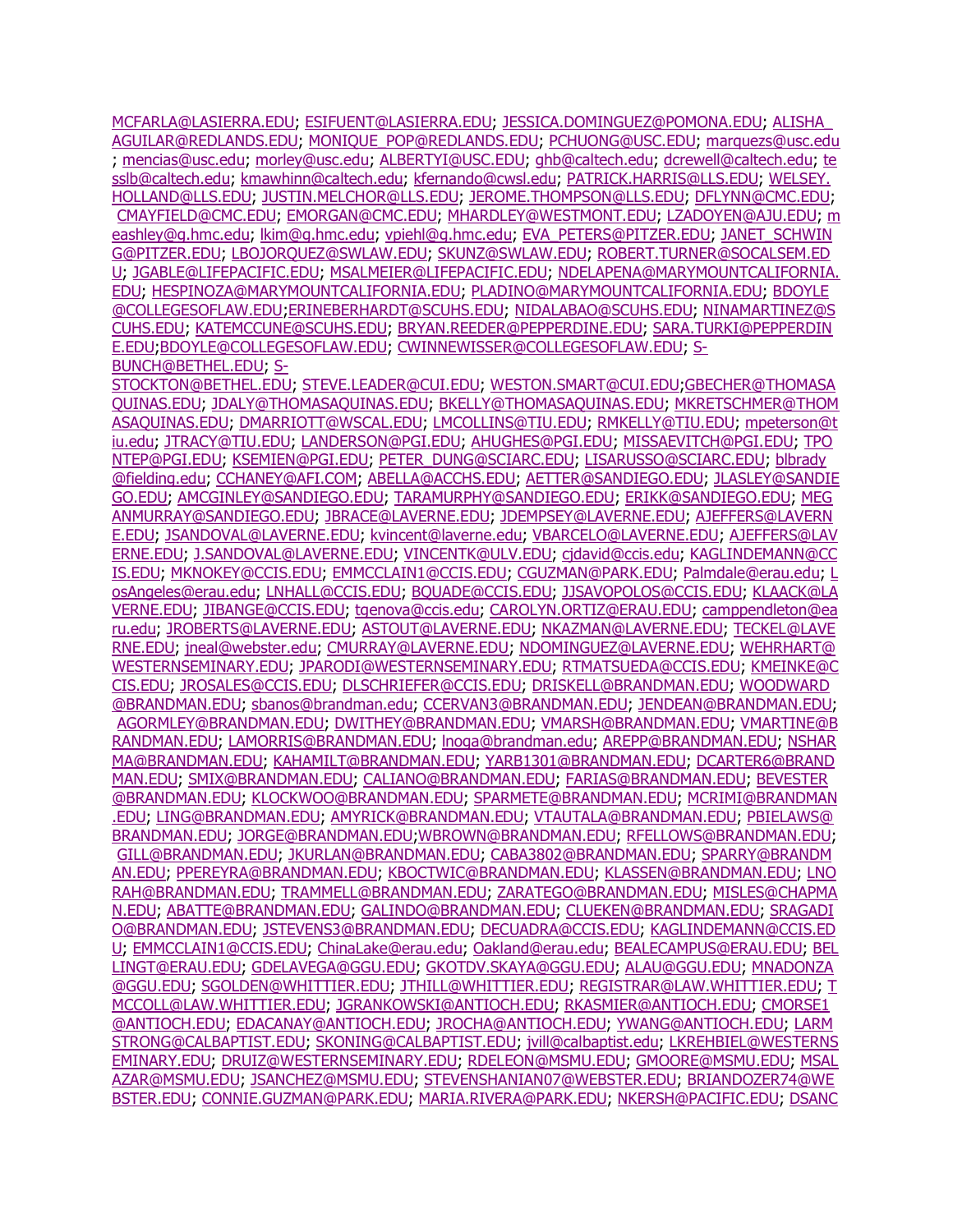MCFARLA@LASIERRA.EDU; ESIFUENT@LASIERRA.EDU; JESSICA.DOMINGUEZ@POMONA.EDU; ALISHA_AGUILAR@REDLANDS.EDU; MONIQUE_POP@REDLANDS.EDU; PCHUONG@USC.EDU; marquezs@usc.edu; mencias@usc.edu; morley@usc.edu; ALBERTYI@USC.EDU; ghb@caltech.edu; dcrewell@caltech.edu; tesslb@caltech.edu; kmawhinn@caltech.edu; kfernando@cwsl.edu; PATRICK.HARRIS@LLS.EDU; WELSEY.HOLLAND@LLS.EDU; JUSTIN.MELCHOR@LLS.EDU; JEROME.THOMPSON@LLS.EDU; DFLYNN@CMC.EDU; CMAYFIELD@CMC.EDU; EMORGAN@CMC.EDU; MHARDLEY@WESTMONT.EDU; LZADOYEN@AJU.EDU; meashley@g.hmc.edu; lkim@g.hmc.edu; vpiehl@g.hmc.edu; EVA_PETERS@PITZER.EDU; JANET_SCHWING@PITZER.EDU; LBOJORQUEZ@SWLAW.EDU; SKUNZ@SWLAW.EDU; ROBERT.TURNER@SOCALSEM.EDU; JGABLE@LIFEPACIFIC.EDU; MSALMEIER@LIFEPACIFIC.EDU; NDELAPENA@MARYMOUNTCALIFORNIA.EDU; HESPINOZA@MARYMOUNTCALIFORNIA.EDU; PLADINO@MARYMOUNTCALIFORNIA.EDU; BDOYLE@COLLEGESOFLAW.EDU;ERINEBERHARDT@SCUHS.EDU; NIDALABAO@SCUHS.EDU; NINAMARTINEZ@SCUHS.EDU; KATEMCCUNE@SCUHS.EDU; BRYAN.REEDER@PEPPERDINE.EDU; SARA.TURKI@PEPPERDINE.EDU;BDOYLE@COLLEGESOFLAW.EDU; CWINNEWISSER@COLLEGESOFLAW.EDU; S-BUNCH@BETHEL.EDU; S-STOCKTON@BETHEL.EDU; STEVE.LEADER@CUI.EDU; WESTON.SMART@CUI.EDU;GBECHER@THOMASAQUINAS.EDU; JDALY@THOMASAQUINAS.EDU; BKELLY@THOMASAQUINAS.EDU; MKRETSCHMER@THOMASAQUINAS.EDU; DMARRIOTT@WSCAL.EDU; LMCOLLINS@TIU.EDU; RMKELLY@TIU.EDU; mpeterson@tiu.edu; JTRACY@TIU.EDU; LANDERSON@PGI.EDU; AHUGHES@PGI.EDU; MISSAEVITCH@PGI.EDU; TPONTEP@PGI.EDU; KSEMIEN@PGI.EDU; PETER_DUNG@SCIARC.EDU; LISARUSSO@SCIARC.EDU; blbrady@fielding.edu; CCHANEY@AFI.COM; ABELLA@ACCHS.EDU; AETTER@SANDIEGO.EDU; JLASLEY@SANDIEGO.EDU; AMCGINLEY@SANDIEGO.EDU; TARAMURPHY@SANDIEGO.EDU; ERIKK@SANDIEGO.EDU; MEGANMURRAY@SANDIEGO.EDU; JBRACE@LAVERNE.EDU; JDEMPSEY@LAVERNE.EDU; AJEFFERS@LAVERNE.EDU; JSANDOVAL@LAVERNE.EDU; kvincent@laverne.edu; VBARCELO@LAVERNE.EDU; AJEFFERS@LAVERNE.EDU; J.SANDOVAL@LAVERNE.EDU; VINCENTK@ULV.EDU; cjdavid@ccis.edu; KAGLINDEMANN@CCIS.EDU; MKNOKEY@CCIS.EDU; EMMCCLAIN1@CCIS.EDU; CGUZMAN@PARK.EDU; Palmdale@erau.edu; LosAngeles@erau.edu; LNHALL@CCIS.EDU; BQUADE@CCIS.EDU; JJSAVOPOLOS@CCIS.EDU; KLAACK@LAVERNE.EDU; JIBANGE@CCIS.EDU; tgenova@ccis.edu; CAROLYN.ORTIZ@ERAU.EDU; camppendleton@earu.edu; JROBERTS@LAVERNE.EDU; ASTOUT@LAVERNE.EDU; NKAZMAN@LAVERNE.EDU; TECKEL@LAVERNE.EDU; jneal@webster.edu; CMURRAY@LAVERNE.EDU; NDOMINGUEZ@LAVERNE.EDU; WEHRHART@WESTERNSEMINARY.EDU; JPARODI@WESTERNSEMINARY.EDU; RTMATSUEDA@CCIS.EDU; KMEINKE@CCIS.EDU; JROSALES@CCIS.EDU; DLSCHRIEFER@CCIS.EDU; DRISKELL@BRANDMAN.EDU; WOODWARD@BRANDMAN.EDU; sbanos@brandman.edu; CCERVAN3@BRANDMAN.EDU; JENDEAN@BRANDMAN.EDU; AGORMLEY@BRANDMAN.EDU; DWITHEY@BRANDMAN.EDU; VMARSH@BRANDMAN.EDU; VMARTINE@BRANDMAN.EDU; LAMORRIS@BRANDMAN.EDU; lnoga@brandman.edu; AREPP@BRANDMAN.EDU; NSHARMA@BRANDMAN.EDU; KAHAMILT@BRANDMAN.EDU; YARB1301@BRANDMAN.EDU; DCARTER6@BRANDMAN.EDU; SMIX@BRANDMAN.EDU; CALIANO@BRANDMAN.EDU; FARIAS@BRANDMAN.EDU; BEVESTER@BRANDMAN.EDU; KLOCKWOO@BRANDMAN.EDU; SPARMETE@BRANDMAN.EDU; MCRIMI@BRANDMAN.EDU; LING@BRANDMAN.EDU; AMYRICK@BRANDMAN.EDU; VTAUTALA@BRANDMAN.EDU; PBIELAWS@BRANDMAN.EDU; JORGE@BRANDMAN.EDU;WBROWN@BRANDMAN.EDU; RFELLOWS@BRANDMAN.EDU; GILL@BRANDMAN.EDU; JKURLAN@BRANDMAN.EDU; CABA3802@BRANDMAN.EDU; SPARRY@BRANDMAN.EDU; PPEREYRA@BRANDMAN.EDU; KBOCTWIC@BRANDMAN.EDU; KLASSEN@BRANDMAN.EDU; LNORAH@BRANDMAN.EDU; TRAMMELL@BRANDMAN.EDU; ZARATEGO@BRANDMAN.EDU; MISLES@CHAPMAN.EDU; ABATTE@BRANDMAN.EDU; GALINDO@BRANDMAN.EDU; CLUEKEN@BRANDMAN.EDU; SRAGADIO@BRANDMAN.EDU; JSTEVENS3@BRANDMAN.EDU; DECUADRA@CCIS.EDU; KAGLINDEMANN@CCIS.EDU; EMMCCLAIN1@CCIS.EDU; ChinaLake@erau.edu; Oakland@erau.edu; BEALECAMPUS@ERAU.EDU; BELLINGT@ERAU.EDU; GDELAVEGA@GGU.EDU; GKOTDV.SKAYA@GGU.EDU; ALAU@GGU.EDU; MNADONZA@GGU.EDU; SGOLDEN@WHITTIER.EDU; JTHILL@WHITTIER.EDU; REGISTRAR@LAW.WHITTIER.EDU; TMCCOLL@LAW.WHITTIER.EDU; JGRANKOWSKI@ANTIOCH.EDU; RKASMIER@ANTIOCH.EDU; CMORSE1@ANTIOCH.EDU; EDACANAY@ANTIOCH.EDU; JROCHA@ANTIOCH.EDU; YWANG@ANTIOCH.EDU; LARMSTRONG@CALBAPTIST.EDU; SKONING@CALBAPTIST.EDU; jvill@calbaptist.edu; LKREHBIEL@WESTERNSEMINARY.EDU; DRUIZ@WESTERNSEMINARY.EDU; RDELEON@MSMU.EDU; GMOORE@MSMU.EDU; MSALAZAR@MSMU.EDU; JSANCHEZ@MSMU.EDU; STEVENSHANIAN07@WEBSTER.EDU; BRIANDOZER74@WEBSTER.EDU; CONNIE.GUZMAN@PARK.EDU; MARIA.RIVERA@PARK.EDU; NKERSH@PACIFIC.EDU; DSANC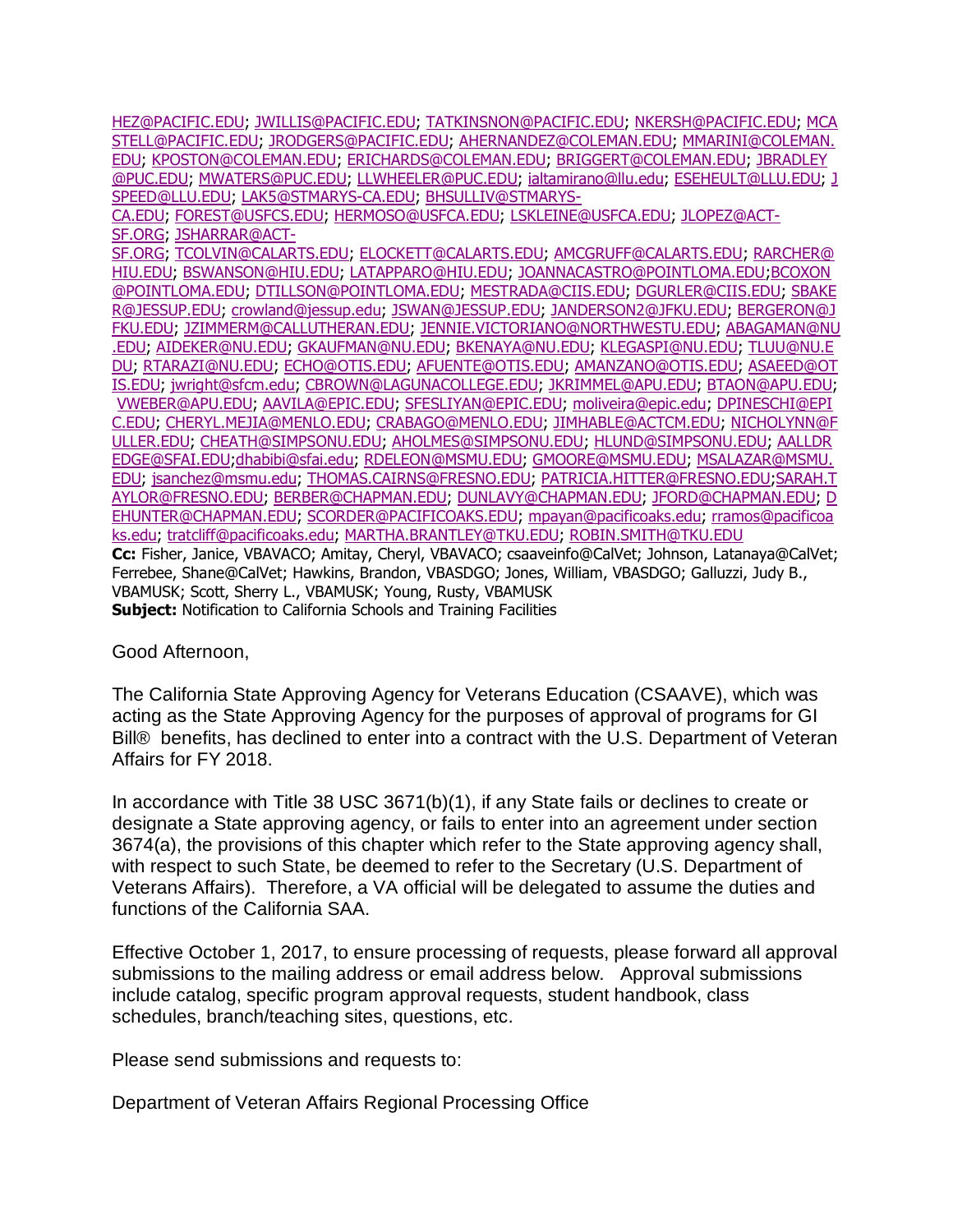HEZ@PACIFIC.EDU; JWILLIS@PACIFIC.EDU; TATKINSNON@PACIFIC.EDU; NKERSH@PACIFIC.EDU; MCASTELL@PACIFIC.EDU; JRODGERS@PACIFIC.EDU; AHERNANDEZ@COLEMAN.EDU; MMARINI@COLEMAN.EDU; KPOSTON@COLEMAN.EDU; ERICHARDS@COLEMAN.EDU; BRIGGERT@COLEMAN.EDU; JBRADLEY@PUC.EDU; MWATERS@PUC.EDU; LLWHEELER@PUC.EDU; ialtamirano@llu.edu; ESEHEULT@LLU.EDU; JSPEED@LLU.EDU; LAK5@STMARYS-CA.EDU; BHSULLIV@STMARYS-CA.EDU; FOREST@USFCS.EDU; HERMOSO@USFCA.EDU; LSKLEINE@USFCA.EDU; JLOPEZ@ACT-SF.ORG; JSHARRAR@ACT-SF.ORG; TCOLVIN@CALARTS.EDU; ELOCKETT@CALARTS.EDU; AMCGRUFF@CALARTS.EDU; RARCHER@HIU.EDU; BSWANSON@HIU.EDU; LATAPPARO@HIU.EDU; JOANNACASTRO@POINTLOMA.EDU;BCOXON@POINTLOMA.EDU; DTILLSON@POINTLOMA.EDU; MESTRADA@CIIS.EDU; DGURLER@CIIS.EDU; SBAKER@JESSUP.EDU; crowland@jessup.edu; JSWAN@JESSUP.EDU; JANDERSON2@JFKU.EDU; BERGERON@JFKU.EDU; JZIMMERM@CALLUTHERAN.EDU; JENNIE.VICTORIANO@NORTHWESTU.EDU; ABAGAMAN@NU.EDU; AIDEKER@NU.EDU; GKAUFMAN@NU.EDU; BKENAYA@NU.EDU; KLEGASPI@NU.EDU; TLUU@NU.EDU; RTARAZI@NU.EDU; ECHO@OTIS.EDU; AFUENTE@OTIS.EDU; AMANZANO@OTIS.EDU; ASAEED@OTIS.EDU; jwright@sfcm.edu; CBROWN@LAGUNACOLLEGE.EDU; JKRIMMEL@APU.EDU; BTAON@APU.EDU; VWEBER@APU.EDU; AAVILA@EPIC.EDU; SFESLIYAN@EPIC.EDU; moliveira@epic.edu; DPINESCHI@EPIC.EDU; CHERYL.MEJIA@MENLO.EDU; CRABAGO@MENLO.EDU; JIMHABLE@ACTCM.EDU; NICHOLYNN@FULLER.EDU; CHEATH@SIMPSONU.EDU; AHOLMES@SIMPSONU.EDU; HLUND@SIMPSONU.EDU; AALLDREDGE@SFAI.EDU;dhabibi@sfai.edu; RDELEON@MSMU.EDU; GMOORE@MSMU.EDU; MSALAZAR@MSMU.EDU; jsanchez@msmu.edu; THOMAS.CAIRNS@FRESNO.EDU; PATRICIA.HITTER@FRESNO.EDU;SARAH.TAYLOR@FRESNO.EDU; BERBER@CHAPMAN.EDU; DUNLAVY@CHAPMAN.EDU; JFORD@CHAPMAN.EDU; DEHUNTER@CHAPMAN.EDU; SCORDER@PACIFICOAKS.EDU; mpayan@pacificoaks.edu; rramos@pacificoaks.edu; tratcliff@pacificoaks.edu; MARTHA.BRANTLEY@TKU.EDU; ROBIN.SMITH@TKU.EDU

**Cc:** Fisher, Janice, VBAVACO; Amitay, Cheryl, VBAVACO; csaaveinfo@CalVet; Johnson, Latanaya@CalVet; Ferrebee, Shane@CalVet; Hawkins, Brandon, VBASDGO; Jones, William, VBASDGO; Galluzzi, Judy B., VBAMUSK; Scott, Sherry L., VBAMUSK; Young, Rusty, VBAMUSK

**Subject:** Notification to California Schools and Training Facilities

Good Afternoon,

The California State Approving Agency for Veterans Education (CSAAVE), which was acting as the State Approving Agency for the purposes of approval of programs for GI Bill® benefits, has declined to enter into a contract with the U.S. Department of Veteran Affairs for FY 2018.

In accordance with Title 38 USC 3671(b)(1), if any State fails or declines to create or designate a State approving agency, or fails to enter into an agreement under section 3674(a), the provisions of this chapter which refer to the State approving agency shall, with respect to such State, be deemed to refer to the Secretary (U.S. Department of Veterans Affairs). Therefore, a VA official will be delegated to assume the duties and functions of the California SAA.

Effective October 1, 2017, to ensure processing of requests, please forward all approval submissions to the mailing address or email address below. Approval submissions include catalog, specific program approval requests, student handbook, class schedules, branch/teaching sites, questions, etc.

Please send submissions and requests to:

Department of Veteran Affairs Regional Processing Office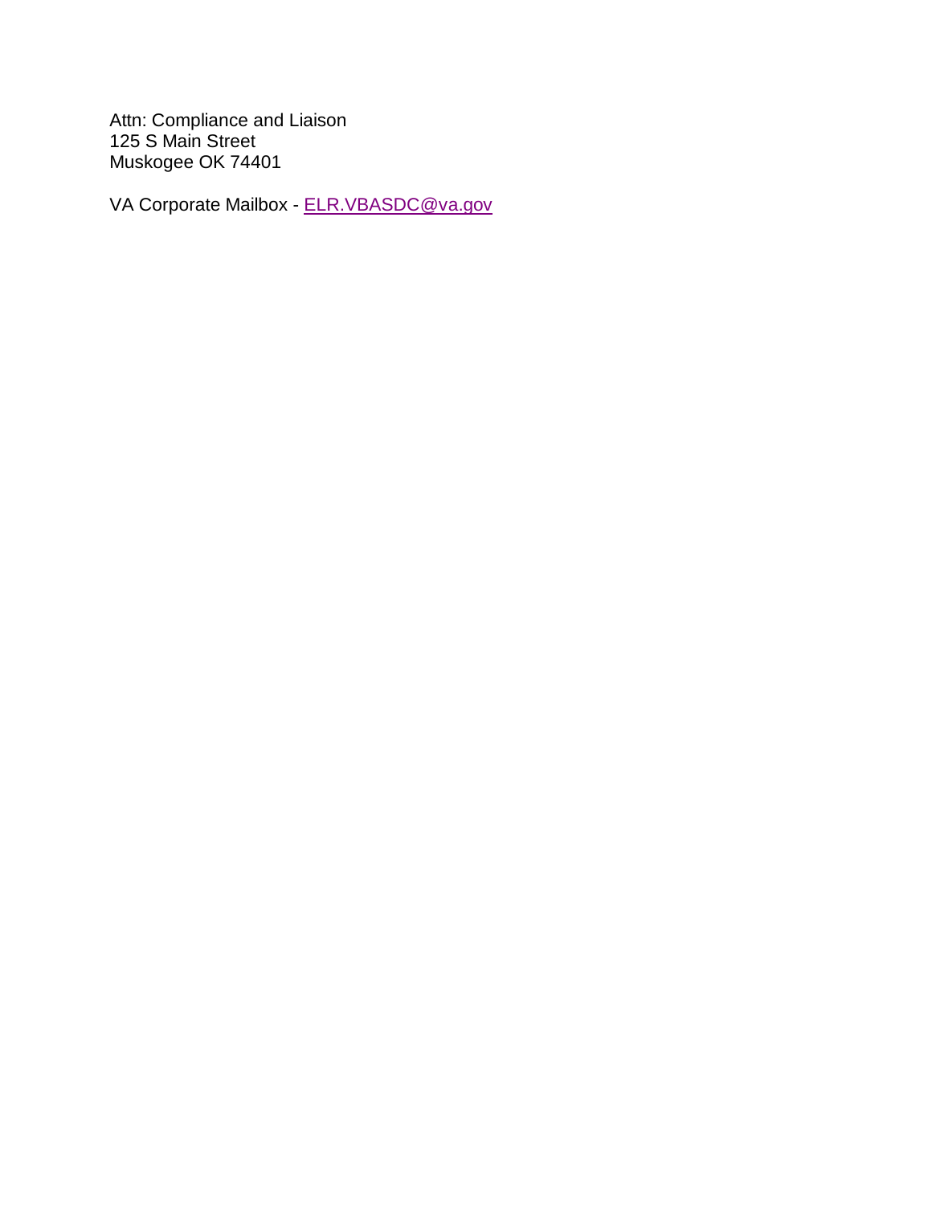Attn: Compliance and Liaison
125 S Main Street
Muskogee OK 74401

VA Corporate Mailbox - ELR.VBASDC@va.gov